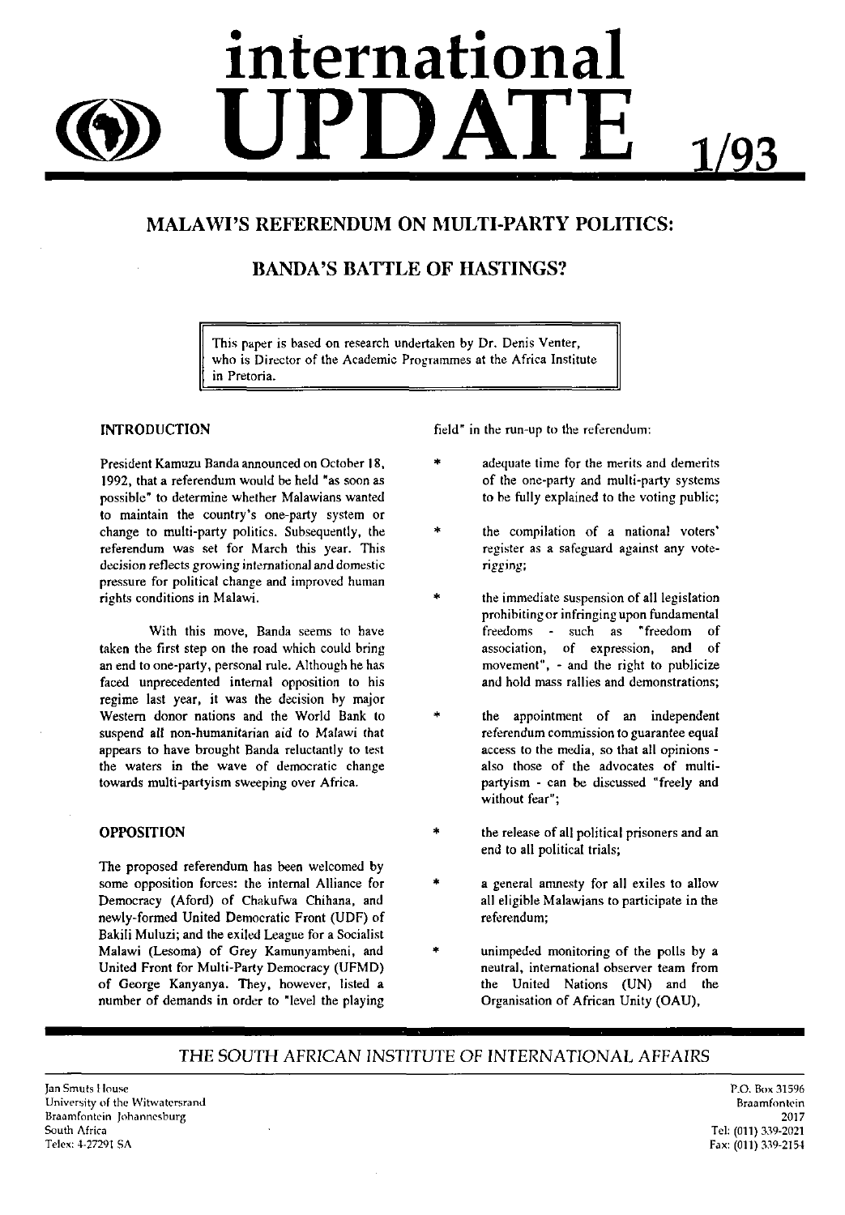# international UPDATE 1/93

## MALAWI'S REFERENDUM ON MULTI-PARTY POLITICS:

## BANDA'S BATTLE OF HASTINGS?

This paper is based on research undertaken by Dr. Denis Venter, who is Director of the Academic Programmes at the Africa Institute in Pretoria.

### INTRODUCTION

President Kamuzu Banda announced on October 18, 1992, that a referendum would be held "as soon as possible" to determine whether Malawians wanted to maintain the country's one-party system or change to multi-party politics. Subsequently, the referendum was set for March this year. This decision reflects growing international and domestic pressure for political change and improved human rights conditions in Malawi.

With this move, Banda seems to have taken the first step on the road which could bring an end to one-party, personal rule. Although he has faced unprecedented internal opposition to his regime last year, it was the decision by major Western donor nations and the World Bank to suspend all non-humanitarian aid to Malawi that appears to have brought Banda reluctantly to test the waters in the wave of democratic change towards multi-partyism sweeping over Africa.

### OPPOSITION

The proposed referendum has been welcomed by some opposition forces: the internal Alliance for Democracy (Aford) of Chakufwa Chihana, and newly-formed United Democratic Front (UDF) of Bakili Muluzi; and the exiled League for a Socialist Malawi (Lesoma) of Grey Kamunyambeni, and United Front for Multi-Party Democracy (UFMD) of George Kanyanya. They, however, listed a number of demands in order to "level the playing field" in the run-up to the referendum:

* adequate time for the merits and demerits of the one-party and multi-party systems to be fully explained to the voting public;
* the compilation of a national voters' register as a safeguard against any vote-rigging;
* the immediate suspension of all legislation prohibiting or infringing upon fundamental freedoms - such as "freedom of association, of expression, and of movement", - and the right to publicize and hold mass rallies and demonstrations;
* the appointment of an independent referendum commission to guarantee equal access to the media, so that all opinions - also those of the advocates of multi-partyism - can be discussed "freely and without fear";
* the release of all political prisoners and an end to all political trials;
* a general amnesty for all exiles to allow all eligible Malawians to participate in the referendum;
* unimpeded monitoring of the polls by a neutral, international observer team from the United Nations (UN) and the Organisation of African Unity (OAU),

THE SOUTH AFRICAN INSTITUTE OF INTERNATIONAL AFFAIRS

Jan Smuts House
University of the Witwatersrand
Braamfontein Johannesburg
South Africa
Telex: 4-27291 SA

P.O. Box 31596
Braamfontein
2017
Tel: (011) 339-2021
Fax: (011) 339-2154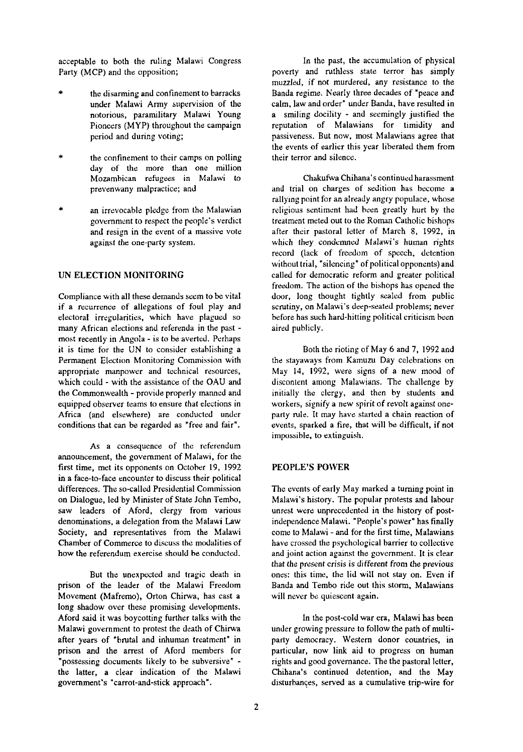acceptable to both the ruling Malawi Congress Party (MCP) and the opposition;

- the disarming and confinement to barracks under Malawi Army supervision of the notorious, paramilitary Malawi Young Pioneers (MYP) throughout the campaign period and during voting;
- the confinement to their camps on polling day of the more than one million Mozambican refugees in Malawi to prevenwany malpractice; and
- an irrevocable pledge from the Malawian government to respect the people's verdict and resign in the event of a massive vote against the one-party system.

## UN ELECTION MONITORING

Compliance with all these demands seem to be vital if a recurrence of allegations of foul play and electoral irregularities, which have plagued so many African elections and referenda in the past - most recently in Angola - is to be averted. Perhaps it is time for the UN to consider establishing a Permanent Election Monitoring Commission with appropriate manpower and technical resources, which could - with the assistance of the OAU and the Commonwealth - provide properly manned and equipped observer teams to ensure that elections in Africa (and elsewhere) are conducted under conditions that can be regarded as "free and fair".

As a consequence of the referendum announcement, the government of Malawi, for the first time, met its opponents on October 19, 1992 in a face-to-face encounter to discuss their political differences. The so-called Presidential Commission on Dialogue, led by Minister of State John Tembo, saw leaders of Aford, clergy from various denominations, a delegation from the Malawi Law Society, and representatives from the Malawi Chamber of Commerce to discuss the modalities of how the referendum exercise should be conducted.

But the unexpected and tragic death in prison of the leader of the Malawi Freedom Movement (Mafremo), Orton Chirwa, has cast a long shadow over these promising developments. Aford said it was boycotting further talks with the Malawi government to protest the death of Chirwa after years of "brutal and inhuman treatment" in prison and the arrest of Aford members for "possessing documents likely to be subversive" - the latter, a clear indication of the Malawi government's "carrot-and-stick approach".

In the past, the accumulation of physical poverty and ruthless state terror has simply muzzled, if not murdered, any resistance to the Banda regime. Nearly three decades of "peace and calm, law and order" under Banda, have resulted in a smiling docility - and seemingly justified the reputation of Malawians for timidity and passiveness. But now, most Malawians agree that the events of earlier this year liberated them from their terror and silence.

Chakufwa Chihana's continued harassment and trial on charges of sedition has become a rallying point for an already angry populace, whose religious sentiment had been greatly hurt by the treatment meted out to the Roman Catholic bishops after their pastoral letter of March 8, 1992, in which they condemned Malawi's human rights record (lack of freedom of speech, detention without trial, "silencing" of political opponents) and called for democratic reform and greater political freedom. The action of the bishops has opened the door, long thought tightly sealed from public scrutiny, on Malawi's deep-seated problems; never before has such hard-hitting political criticism been aired publicly.

Both the rioting of May 6 and 7, 1992 and the stayaways from Kamuzu Day celebrations on May 14, 1992, were signs of a new mood of discontent among Malawians. The challenge by initially the clergy, and then by students and workers, signify a new spirit of revolt against one-party rule. It may have started a chain reaction of events, sparked a fire, that will be difficult, if not impossible, to extinguish.

## PEOPLE'S POWER

The events of early May marked a turning point in Malawi's history. The popular protests and labour unrest were unprecedented in the history of post-independence Malawi. "People's power" has finally come to Malawi - and for the first time, Malawians have crossed the psychological barrier to collective and joint action against the government. It is clear that the present crisis is different from the previous ones: this time, the lid will not stay on. Even if Banda and Tembo ride out this storm, Malawians will never be quiescent again.

In the post-cold war era, Malawi has been under growing pressure to follow the path of multi-party democracy. Western donor countries, in particular, now link aid to progress on human rights and good governance. The the pastoral letter, Chihana's continued detention, and the May disturbançes, served as a cumulative trip-wire for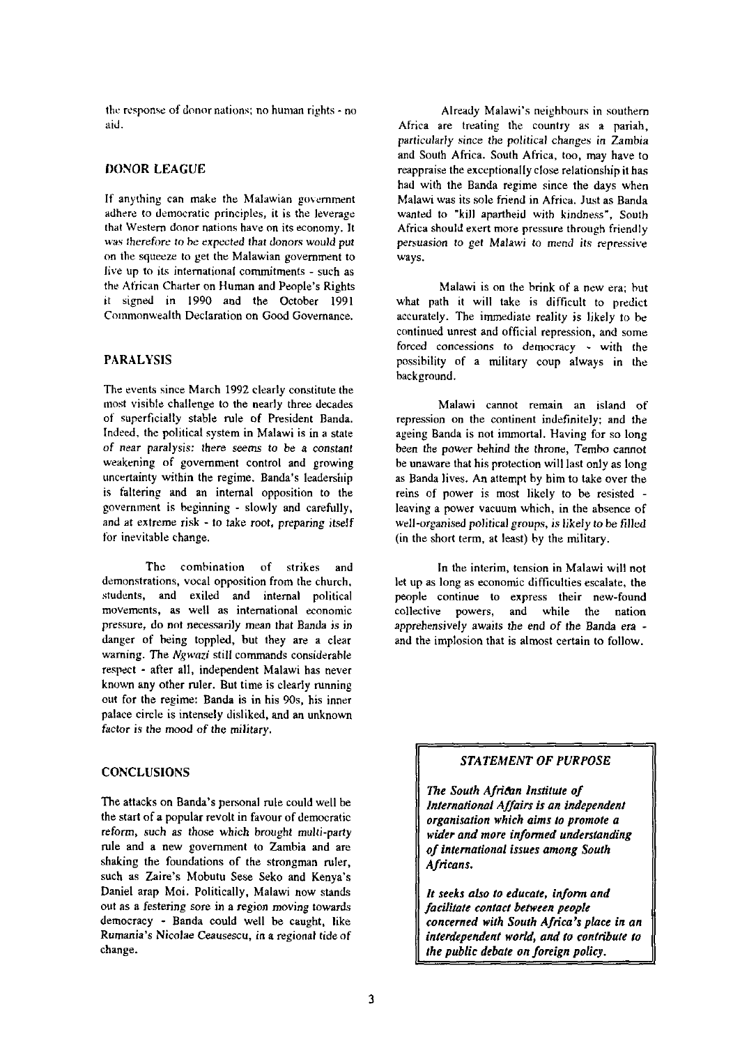the response of donor nations; no human rights - no aid.

## DONOR LEAGUE

If anything can make the Malawian government adhere to democratic principles, it is the leverage that Western donor nations have on its economy. It was therefore to be expected that donors would put on the squeeze to get the Malawian government to live up to its international commitments - such as the African Charter on Human and People's Rights it signed in 1990 and the October 1991 Commonwealth Declaration on Good Governance.

## PARALYSIS

The events since March 1992 clearly constitute the most visible challenge to the nearly three decades of superficially stable rule of President Banda. Indeed, the political system in Malawi is in a state of near paralysis: there seems to be a constant weakening of government control and growing uncertainty within the regime. Banda's leadership is faltering and an internal opposition to the government is beginning - slowly and carefully, and at extreme risk - to take root, preparing itself for inevitable change.

The combination of strikes and demonstrations, vocal opposition from the church, students, and exiled and internal political movements, as well as international economic pressure, do not necessarily mean that Banda is in danger of being toppled, but they are a clear warning. The *Ngwazi* still commands considerable respect - after all, independent Malawi has never known any other ruler. But time is clearly running out for the regime: Banda is in his 90s, his inner palace circle is intensely disliked, and an unknown factor is the mood of the military.

## CONCLUSIONS

The attacks on Banda's personal rule could well be the start of a popular revolt in favour of democratic reform, such as those which brought multi-party rule and a new government to Zambia and are shaking the foundations of the strongman ruler, such as Zaire's Mobutu Sese Seko and Kenya's Daniel arap Moi. Politically, Malawi now stands out as a festering sore in a region moving towards democracy - Banda could well be caught, like Rumania's Nicolae Ceausescu, in a regional tide of change.

Already Malawi's neighbours in southern Africa are treating the country as a pariah, particularly since the political changes in Zambia and South Africa. South Africa, too, may have to reappraise the exceptionally close relationship it has had with the Banda regime since the days when Malawi was its sole friend in Africa. Just as Banda wanted to "kill apartheid with kindness", South Africa should exert more pressure through friendly persuasion to get Malawi to mend its repressive ways.

Malawi is on the brink of a new era; but what path it will take is difficult to predict accurately. The immediate reality is likely to be continued unrest and official repression, and some forced concessions to democracy - with the possibility of a military coup always in the background.

Malawi cannot remain an island of repression on the continent indefinitely; and the ageing Banda is not immortal. Having for so long been the power behind the throne, Tembo cannot be unaware that his protection will last only as long as Banda lives. An attempt by him to take over the reins of power is most likely to be resisted - leaving a power vacuum which, in the absence of well-organised political groups, is likely to be filled (in the short term, at least) by the military.

In the interim, tension in Malawi will not let up as long as economic difficulties escalate, the people continue to express their new-found collective powers, and while the nation apprehensively awaits the end of the Banda era - and the implosion that is almost certain to follow.

### *STATEMENT OF PURPOSE*

***The South African Institute of International Affairs is an independent organisation which aims to promote a wider and more informed understanding of international issues among South Africans.***

***It seeks also to educate, inform and facilitate contact between people concerned with South Africa's place in an interdependent world, and to contribute to the public debate on foreign policy.***